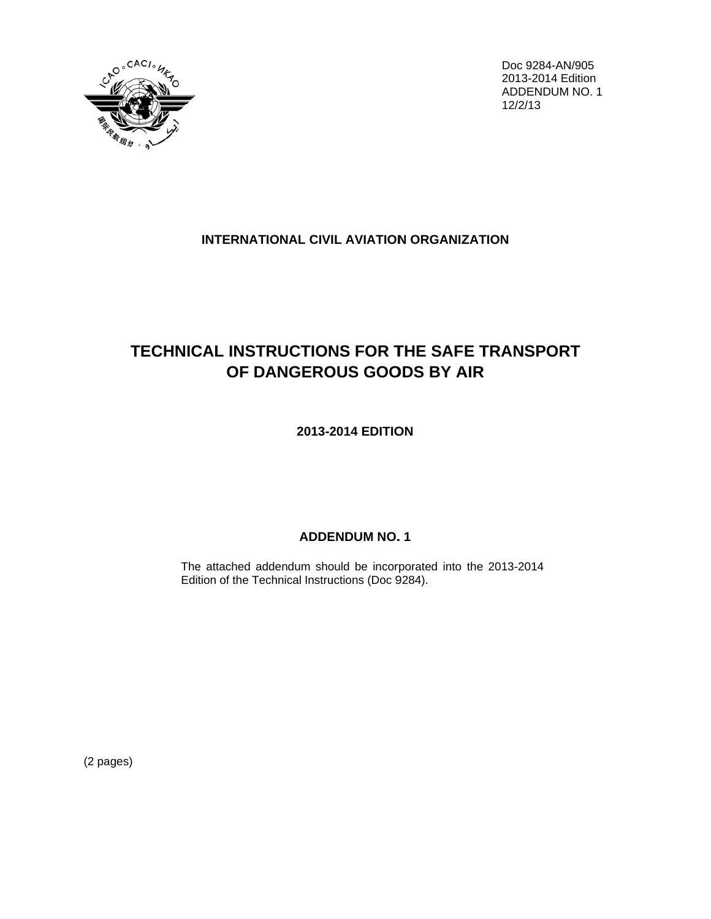Doc 9284-AN/905
2013-2014 Edition
ADDENDUM NO. 1
12/2/13

**INTERNATIONAL CIVIL AVIATION ORGANIZATION**

# TECHNICAL INSTRUCTIONS FOR THE SAFE TRANSPORT OF DANGEROUS GOODS BY AIR

**2013-2014 EDITION**

## ADDENDUM NO. 1

The attached addendum should be incorporated into the 2013-2014 Edition of the Technical Instructions (Doc 9284).

(2 pages)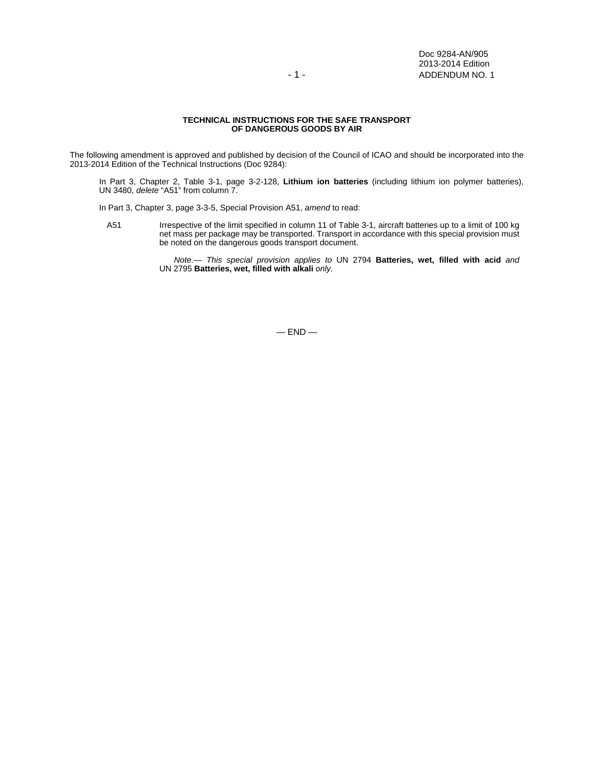Doc 9284-AN/905
2013-2014 Edition
ADDENDUM NO. 1

**TECHNICAL INSTRUCTIONS FOR THE SAFE TRANSPORT OF DANGEROUS GOODS BY AIR**

The following amendment is approved and published by decision of the Council of ICAO and should be incorporated into the 2013-2014 Edition of the Technical Instructions (Doc 9284):

In Part 3, Chapter 2, Table 3-1, page 3-2-128, **Lithium ion batteries** (including lithium ion polymer batteries), UN 3480, *delete* "A51" from column 7.

In Part 3, Chapter 3, page 3-3-5, Special Provision A51, *amend* to read:

A51 Irrespective of the limit specified in column 11 of Table 3-1, aircraft batteries up to a limit of 100 kg net mass per package may be transported. Transport in accordance with this special provision must be noted on the dangerous goods transport document.

*Note.— This special provision applies to* UN 2794 **Batteries, wet, filled with acid** *and* UN 2795 **Batteries, wet, filled with alkali** *only.*

— END —